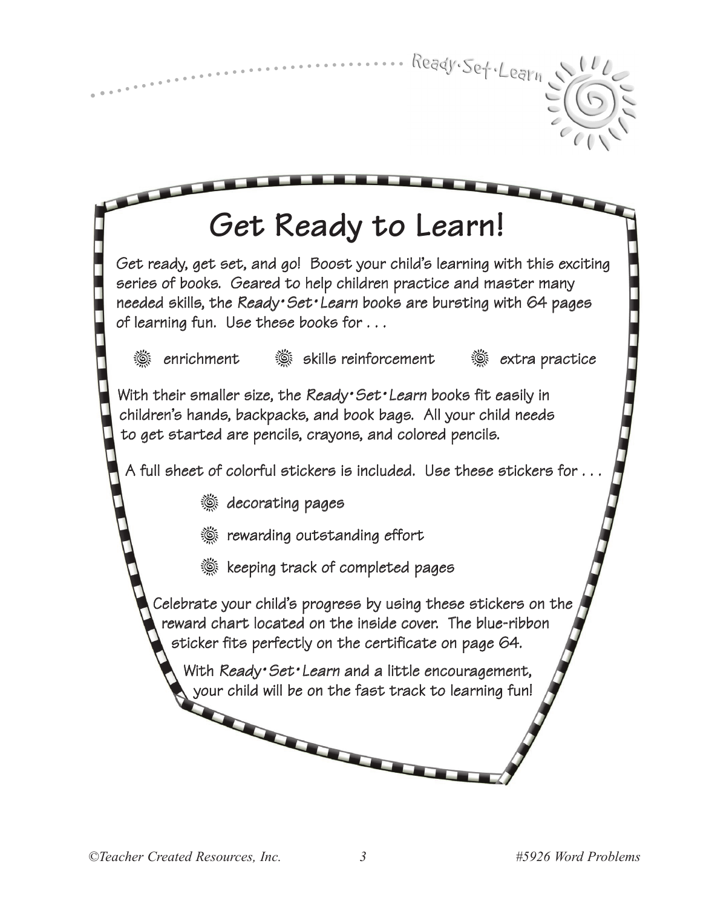# Get Ready to Learn!

Get ready, get set, and go! Boost your child's learning with this exciting series of books. Geared to help children practice and master many needed skills, the *Ready•Set•Learn* books are bursting with 64 pages of learning fun. Use these books for . . .

- enrichment
- skills reinforcement
- extra practice

With their smaller size, the *Ready•Set•Learn* books fit easily in children's hands, backpacks, and book bags. All your child needs to get started are pencils, crayons, and colored pencils.

A full sheet of colorful stickers is included. Use these stickers for . . .

- decorating pages
- rewarding outstanding effort
- keeping track of completed pages

Celebrate your child's progress by using these stickers on the reward chart located on the inside cover. The blue-ribbon sticker fits perfectly on the certificate on page 64.

With *Ready•Set•Learn* and a little encouragement, your child will be on the fast track to learning fun!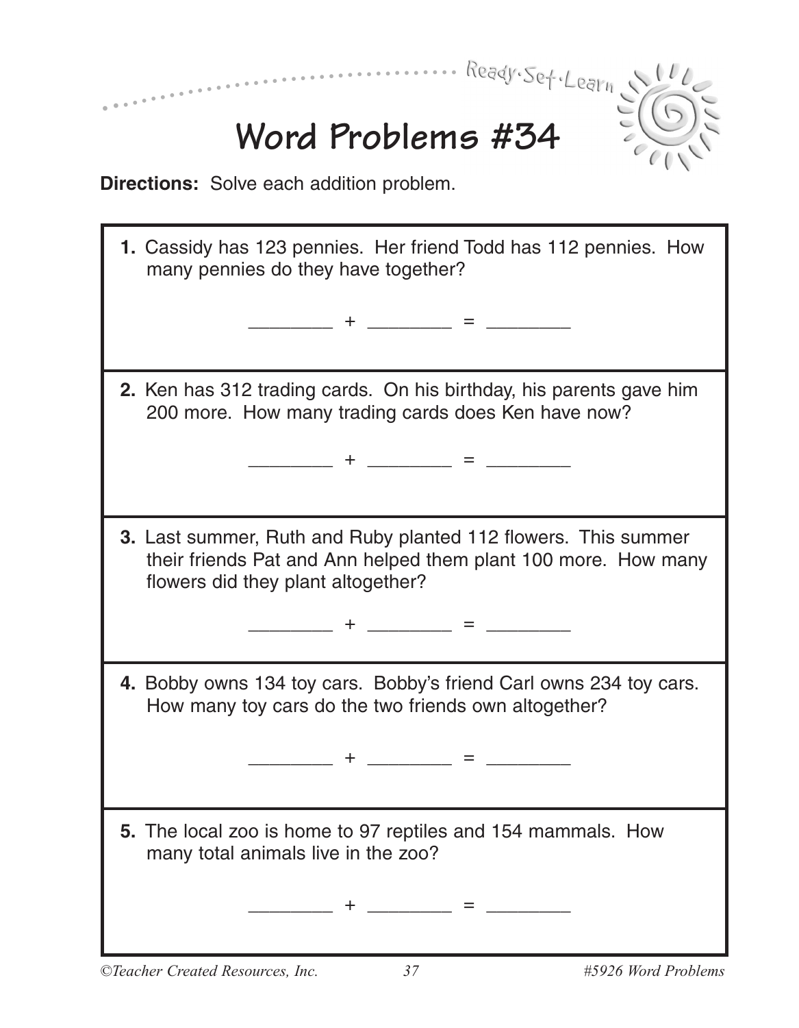Ready·Set·Learn

# Word Problems #34

**Directions:** Solve each addition problem.

**1.** Cassidy has 123 pennies. Her friend Todd has 112 pennies. How many pennies do they have together?

________ + ________ = ________

**2.** Ken has 312 trading cards. On his birthday, his parents gave him 200 more. How many trading cards does Ken have now?

________ + ________ = ________

**3.** Last summer, Ruth and Ruby planted 112 flowers. This summer their friends Pat and Ann helped them plant 100 more. How many flowers did they plant altogether?

________ + ________ = ________

**4.** Bobby owns 134 toy cars. Bobby's friend Carl owns 234 toy cars. How many toy cars do the two friends own altogether?

________ + ________ = ________

**5.** The local zoo is home to 97 reptiles and 154 mammals. How many total animals live in the zoo?

________ + ________ = ________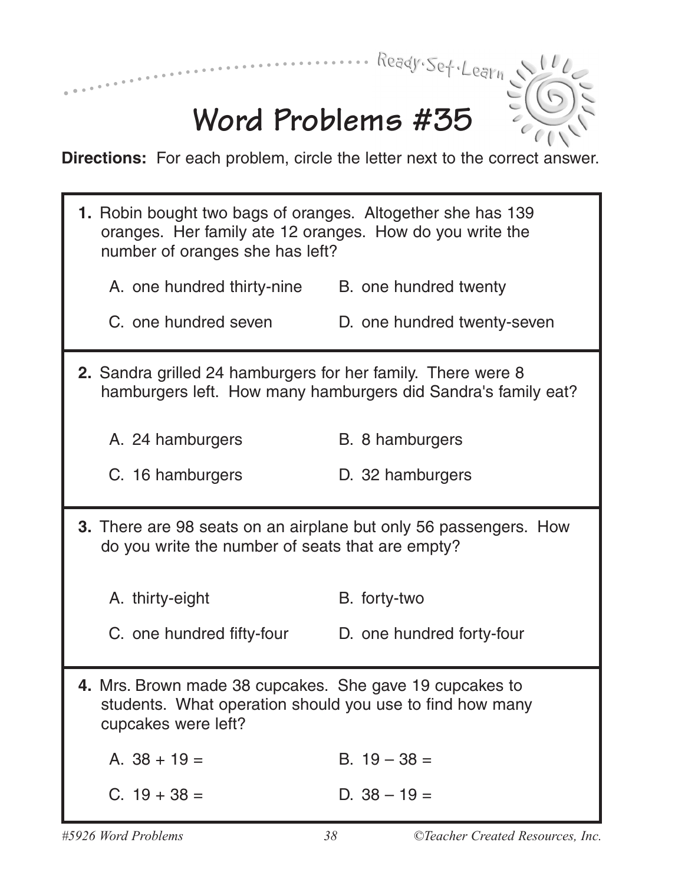# Word Problems #35

**Directions:** For each problem, circle the letter next to the correct answer.

**1.** Robin bought two bags of oranges. Altogether she has 139 oranges. Her family ate 12 oranges. How do you write the number of oranges she has left?

A. one hundred thirty-nine
B. one hundred twenty
C. one hundred seven
D. one hundred twenty-seven

**2.** Sandra grilled 24 hamburgers for her family. There were 8 hamburgers left. How many hamburgers did Sandra's family eat?

A. 24 hamburgers
B. 8 hamburgers
C. 16 hamburgers
D. 32 hamburgers

**3.** There are 98 seats on an airplane but only 56 passengers. How do you write the number of seats that are empty?

A. thirty-eight
B. forty-two
C. one hundred fifty-four
D. one hundred forty-four

**4.** Mrs. Brown made 38 cupcakes. She gave 19 cupcakes to students. What operation should you use to find how many cupcakes were left?

A. $38 + 19 =$
B. $19 - 38 =$
C. $19 + 38 =$
D. $38 - 19 =$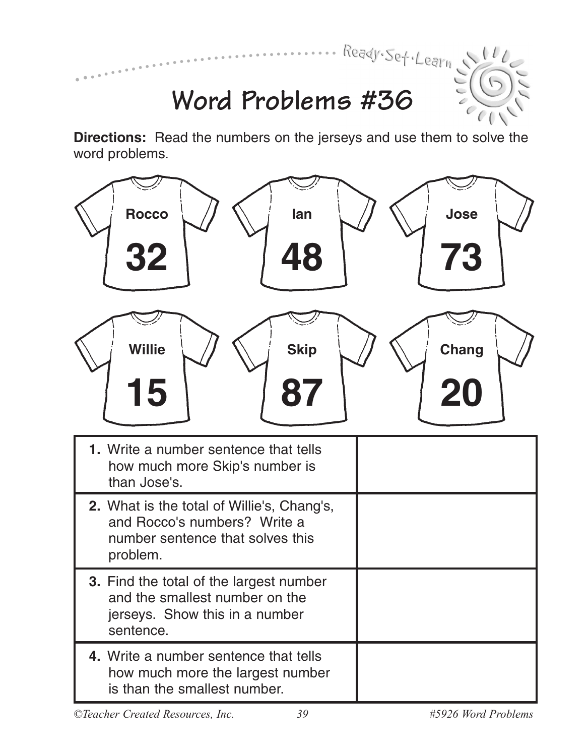Ready·Set·Learn

# Word Problems #36

**Directions:** Read the numbers on the jerseys and use them to solve the word problems.

Rocco
32

Ian
48

Jose
73

Willie
15

Skip
87

Chang
20

| | |
|---|---|
| **1.** Write a number sentence that tells how much more Skip's number is than Jose's. | |
| **2.** What is the total of Willie's, Chang's, and Rocco's numbers? Write a number sentence that solves this problem. | |
| **3.** Find the total of the largest number and the smallest number on the jerseys. Show this in a number sentence. | |
| **4.** Write a number sentence that tells how much more the largest number is than the smallest number. | |